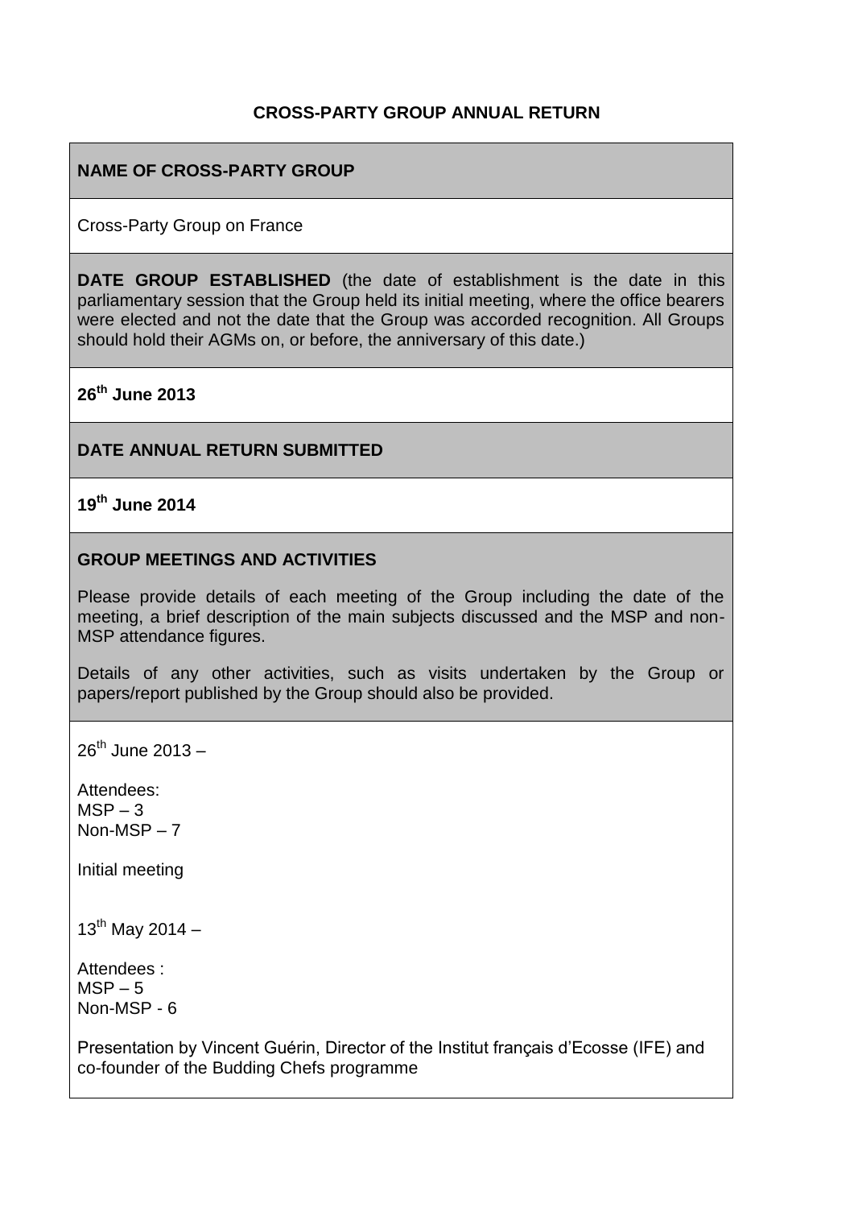# CROSS-PARTY GROUP ANNUAL RETURN

**NAME OF CROSS-PARTY GROUP**

Cross-Party Group on France

**DATE GROUP ESTABLISHED** (the date of establishment is the date in this parliamentary session that the Group held its initial meeting, where the office bearers were elected and not the date that the Group was accorded recognition. All Groups should hold their AGMs on, or before, the anniversary of this date.)

**26th June 2013**

**DATE ANNUAL RETURN SUBMITTED**

**19th June 2014**

**GROUP MEETINGS AND ACTIVITIES**

Please provide details of each meeting of the Group including the date of the meeting, a brief description of the main subjects discussed and the MSP and non-MSP attendance figures.

Details of any other activities, such as visits undertaken by the Group or papers/report published by the Group should also be provided.

26th June 2013 –

Attendees:
MSP – 3
Non-MSP – 7

Initial meeting

13th May 2014 –

Attendees :
MSP – 5
Non-MSP - 6

Presentation by Vincent Guérin, Director of the Institut français d'Ecosse (IFE) and co-founder of the Budding Chefs programme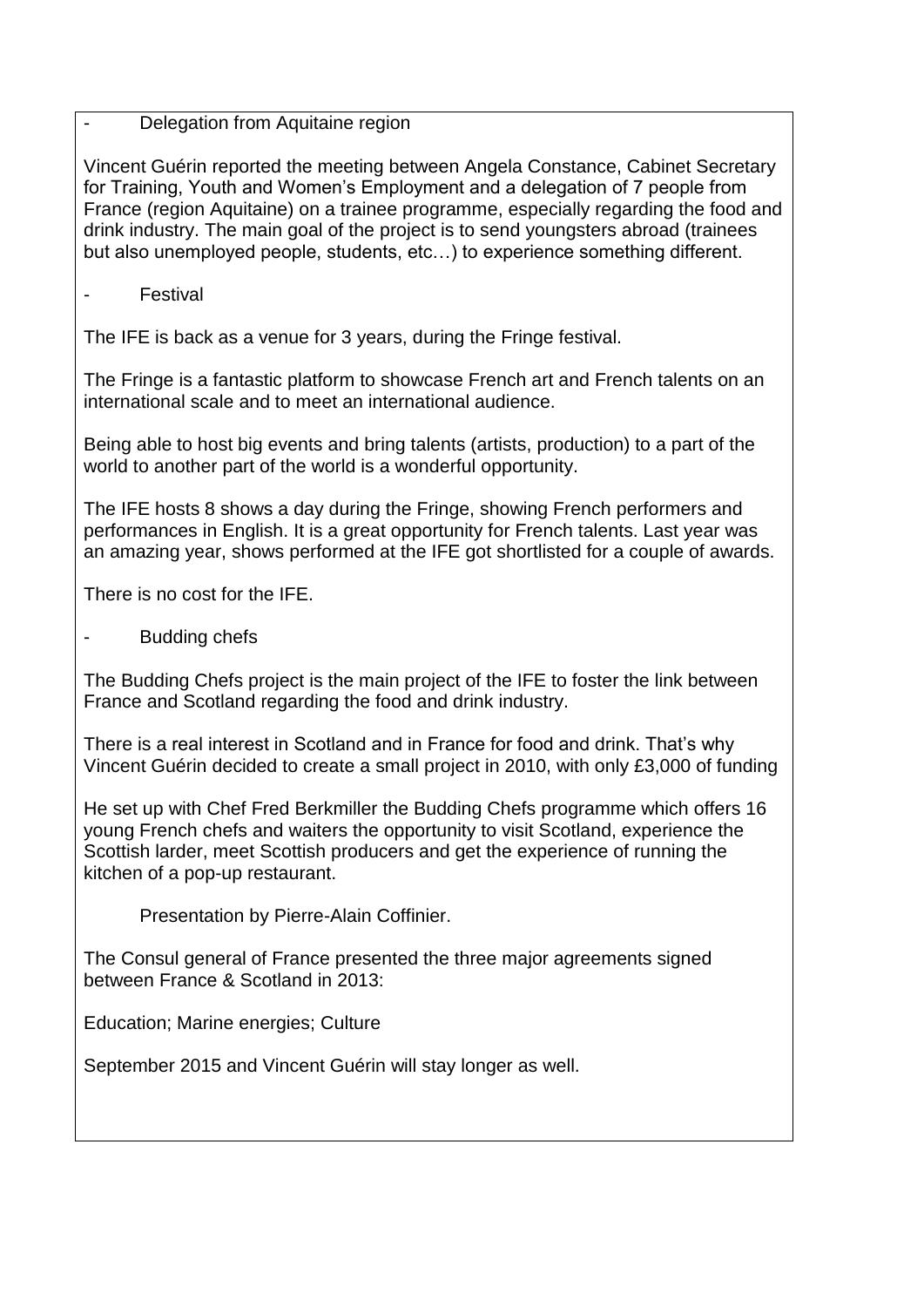- Delegation from Aquitaine region

Vincent Guérin reported the meeting between Angela Constance, Cabinet Secretary for Training, Youth and Women's Employment and a delegation of 7 people from France (region Aquitaine) on a trainee programme, especially regarding the food and drink industry. The main goal of the project is to send youngsters abroad (trainees but also unemployed people, students, etc…) to experience something different.

- Festival

The IFE is back as a venue for 3 years, during the Fringe festival.

The Fringe is a fantastic platform to showcase French art and French talents on an international scale and to meet an international audience.

Being able to host big events and bring talents (artists, production) to a part of the world to another part of the world is a wonderful opportunity.

The IFE hosts 8 shows a day during the Fringe, showing French performers and performances in English. It is a great opportunity for French talents. Last year was an amazing year, shows performed at the IFE got shortlisted for a couple of awards.

There is no cost for the IFE.

- Budding chefs

The Budding Chefs project is the main project of the IFE to foster the link between France and Scotland regarding the food and drink industry.

There is a real interest in Scotland and in France for food and drink. That's why Vincent Guérin decided to create a small project in 2010, with only £3,000 of funding

He set up with Chef Fred Berkmiller the Budding Chefs programme which offers 16 young French chefs and waiters the opportunity to visit Scotland, experience the Scottish larder, meet Scottish producers and get the experience of running the kitchen of a pop-up restaurant.

Presentation by Pierre-Alain Coffinier.

The Consul general of France presented the three major agreements signed between France & Scotland in 2013:

Education; Marine energies; Culture

September 2015 and Vincent Guérin will stay longer as well.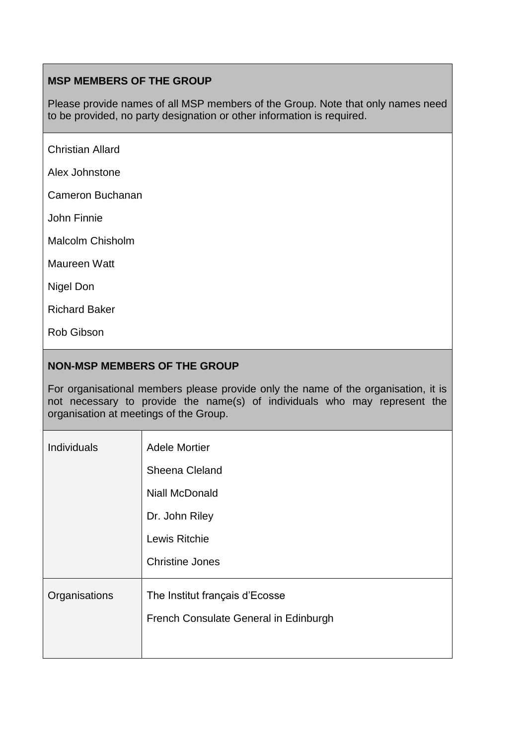**MSP MEMBERS OF THE GROUP**

Please provide names of all MSP members of the Group. Note that only names need to be provided, no party designation or other information is required.

Christian Allard

Alex Johnstone

Cameron Buchanan

John Finnie

Malcolm Chisholm

Maureen Watt

Nigel Don

Richard Baker

Rob Gibson

**NON-MSP MEMBERS OF THE GROUP**

For organisational members please provide only the name of the organisation, it is not necessary to provide the name(s) of individuals who may represent the organisation at meetings of the Group.

| | |
|---|---|
| Individuals | Adele Mortier<br>Sheena Cleland<br>Niall McDonald<br>Dr. John Riley<br>Lewis Ritchie<br>Christine Jones |
| Organisations | The Institut français d'Ecosse<br>French Consulate General in Edinburgh |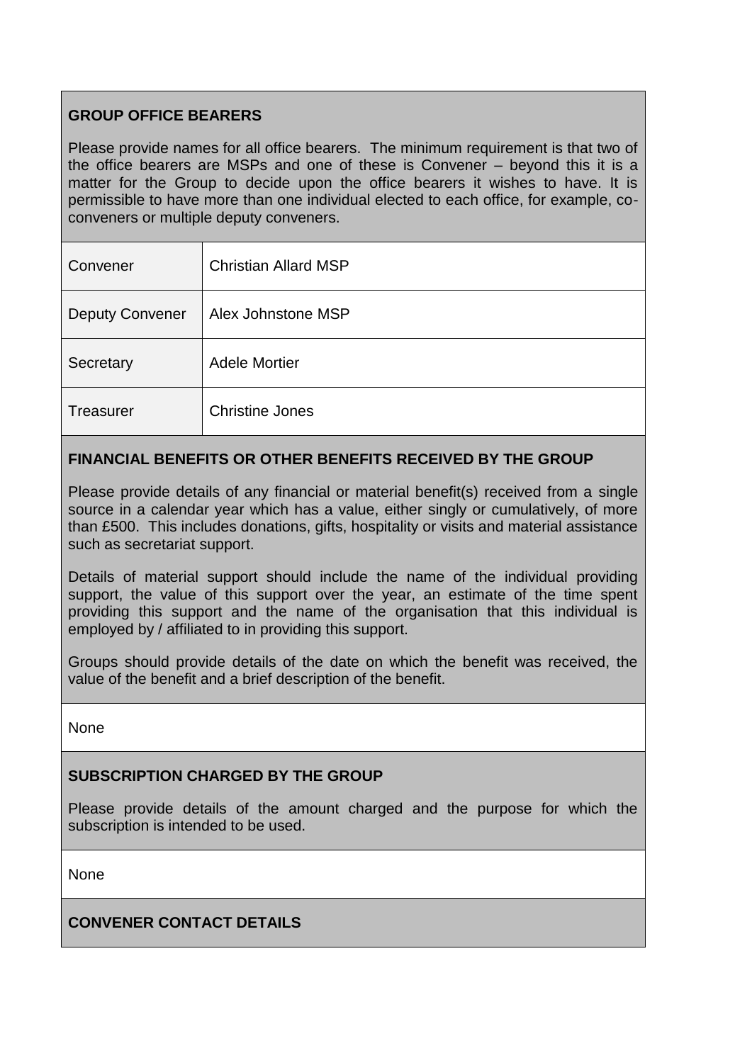### GROUP OFFICE BEARERS

Please provide names for all office bearers. The minimum requirement is that two of the office bearers are MSPs and one of these is Convener – beyond this it is a matter for the Group to decide upon the office bearers it wishes to have. It is permissible to have more than one individual elected to each office, for example, co-conveners or multiple deputy conveners.

| | |
|---|---|
| Convener | Christian Allard MSP |
| Deputy Convener | Alex Johnstone MSP |
| Secretary | Adele Mortier |
| Treasurer | Christine Jones |

### FINANCIAL BENEFITS OR OTHER BENEFITS RECEIVED BY THE GROUP

Please provide details of any financial or material benefit(s) received from a single source in a calendar year which has a value, either singly or cumulatively, of more than £500. This includes donations, gifts, hospitality or visits and material assistance such as secretariat support.

Details of material support should include the name of the individual providing support, the value of this support over the year, an estimate of the time spent providing this support and the name of the organisation that this individual is employed by / affiliated to in providing this support.

Groups should provide details of the date on which the benefit was received, the value of the benefit and a brief description of the benefit.

None

### SUBSCRIPTION CHARGED BY THE GROUP

Please provide details of the amount charged and the purpose for which the subscription is intended to be used.

None

### CONVENER CONTACT DETAILS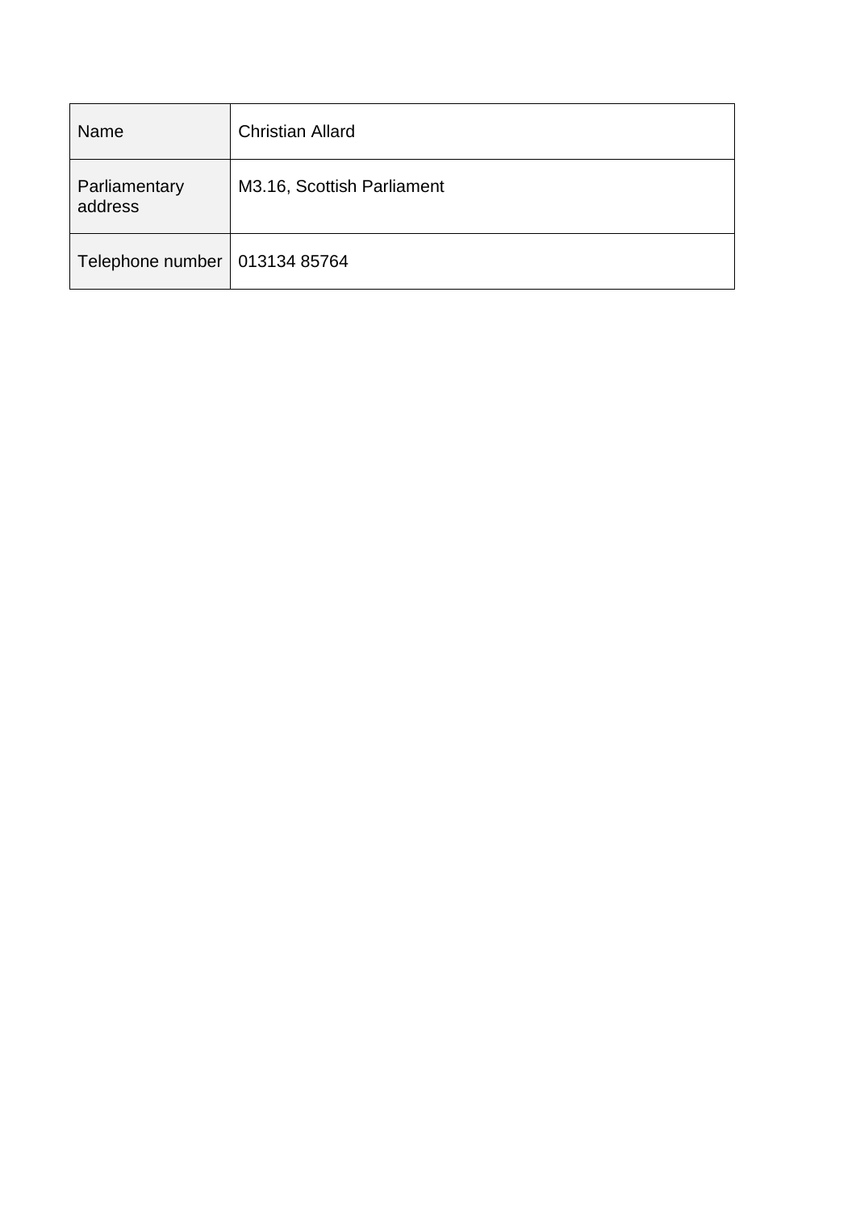| | |
|---|---|
| Name | Christian Allard |
| Parliamentary address | M3.16, Scottish Parliament |
| Telephone number | 013134 85764 |